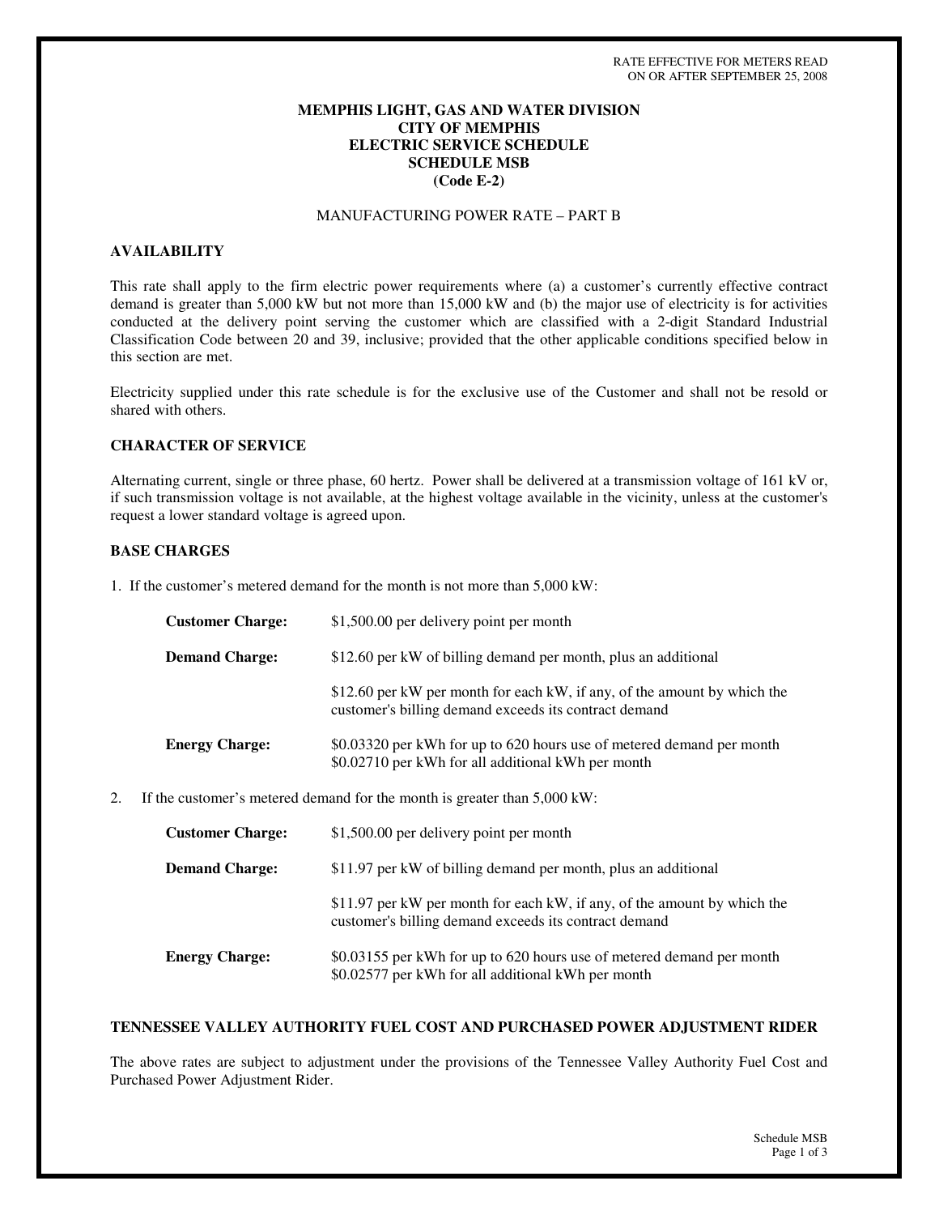RATE EFFECTIVE FOR METERS READ
ON OR AFTER SEPTEMBER 25, 2008

# MEMPHIS LIGHT, GAS AND WATER DIVISION
# CITY OF MEMPHIS
# ELECTRIC SERVICE SCHEDULE
# SCHEDULE MSB
# (Code E-2)

MANUFACTURING POWER RATE – PART B

## AVAILABILITY

This rate shall apply to the firm electric power requirements where (a) a customer's currently effective contract demand is greater than 5,000 kW but not more than 15,000 kW and (b) the major use of electricity is for activities conducted at the delivery point serving the customer which are classified with a 2-digit Standard Industrial Classification Code between 20 and 39, inclusive; provided that the other applicable conditions specified below in this section are met.

Electricity supplied under this rate schedule is for the exclusive use of the Customer and shall not be resold or shared with others.

## CHARACTER OF SERVICE

Alternating current, single or three phase, 60 hertz. Power shall be delivered at a transmission voltage of 161 kV or, if such transmission voltage is not available, at the highest voltage available in the vicinity, unless at the customer's request a lower standard voltage is agreed upon.

## BASE CHARGES

1. If the customer's metered demand for the month is not more than 5,000 kW:

**Customer Charge:** $1,500.00 per delivery point per month

**Demand Charge:** $12.60 per kW of billing demand per month, plus an additional

$12.60 per kW per month for each kW, if any, of the amount by which the customer's billing demand exceeds its contract demand

**Energy Charge:** $0.03320 per kWh for up to 620 hours use of metered demand per month
$0.02710 per kWh for all additional kWh per month

2. If the customer's metered demand for the month is greater than 5,000 kW:

**Customer Charge:** $1,500.00 per delivery point per month

**Demand Charge:** $11.97 per kW of billing demand per month, plus an additional

$11.97 per kW per month for each kW, if any, of the amount by which the customer's billing demand exceeds its contract demand

**Energy Charge:** $0.03155 per kWh for up to 620 hours use of metered demand per month
$0.02577 per kWh for all additional kWh per month

## TENNESSEE VALLEY AUTHORITY FUEL COST AND PURCHASED POWER ADJUSTMENT RIDER

The above rates are subject to adjustment under the provisions of the Tennessee Valley Authority Fuel Cost and Purchased Power Adjustment Rider.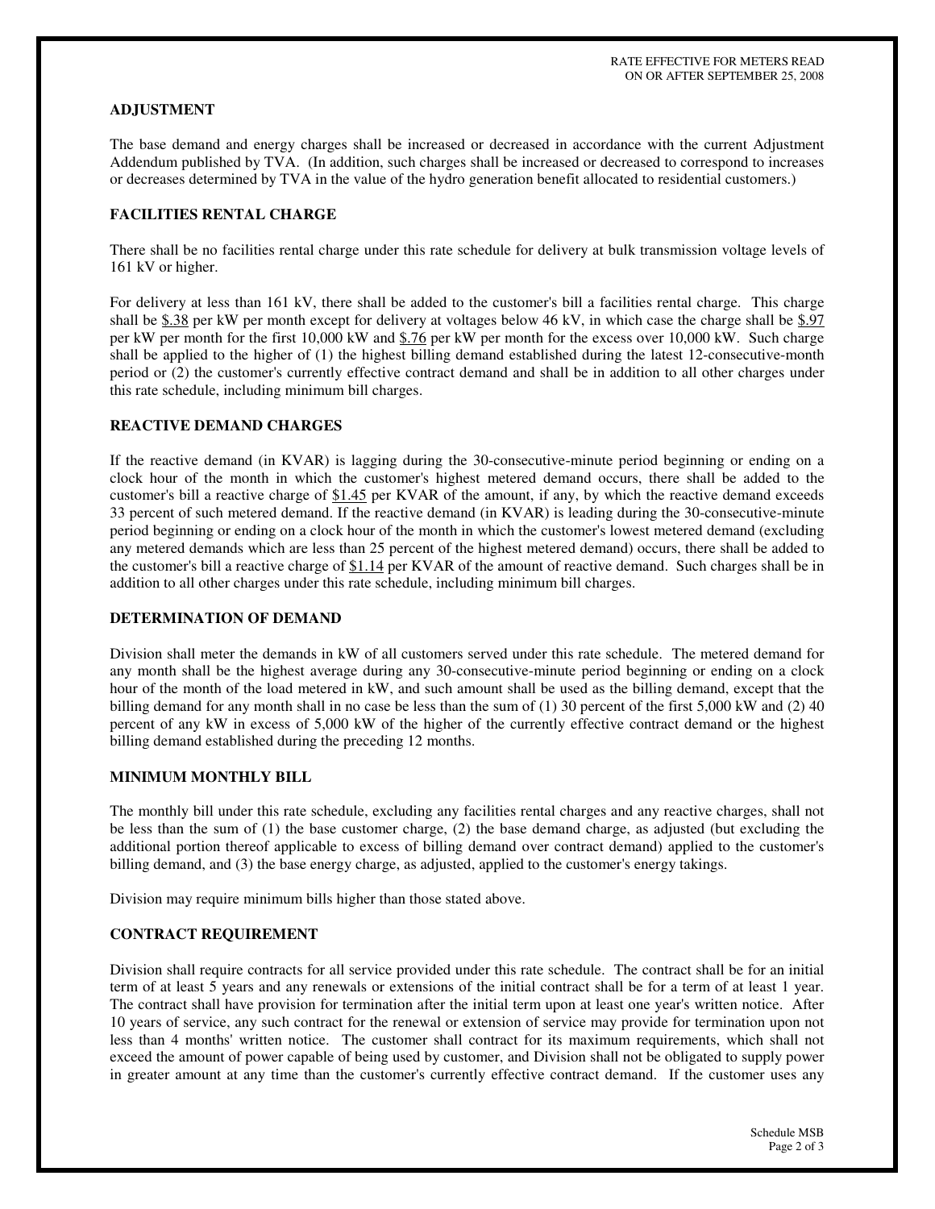### ADJUSTMENT

The base demand and energy charges shall be increased or decreased in accordance with the current Adjustment Addendum published by TVA. (In addition, such charges shall be increased or decreased to correspond to increases or decreases determined by TVA in the value of the hydro generation benefit allocated to residential customers.)

### FACILITIES RENTAL CHARGE

There shall be no facilities rental charge under this rate schedule for delivery at bulk transmission voltage levels of 161 kV or higher.

For delivery at less than 161 kV, there shall be added to the customer's bill a facilities rental charge. This charge shall be $.38 per kW per month except for delivery at voltages below 46 kV, in which case the charge shall be $.97 per kW per month for the first 10,000 kW and $.76 per kW per month for the excess over 10,000 kW. Such charge shall be applied to the higher of (1) the highest billing demand established during the latest 12-consecutive-month period or (2) the customer's currently effective contract demand and shall be in addition to all other charges under this rate schedule, including minimum bill charges.

### REACTIVE DEMAND CHARGES

If the reactive demand (in KVAR) is lagging during the 30-consecutive-minute period beginning or ending on a clock hour of the month in which the customer's highest metered demand occurs, there shall be added to the customer's bill a reactive charge of $1.45 per KVAR of the amount, if any, by which the reactive demand exceeds 33 percent of such metered demand. If the reactive demand (in KVAR) is leading during the 30-consecutive-minute period beginning or ending on a clock hour of the month in which the customer's lowest metered demand (excluding any metered demands which are less than 25 percent of the highest metered demand) occurs, there shall be added to the customer's bill a reactive charge of $1.14 per KVAR of the amount of reactive demand. Such charges shall be in addition to all other charges under this rate schedule, including minimum bill charges.

### DETERMINATION OF DEMAND

Division shall meter the demands in kW of all customers served under this rate schedule. The metered demand for any month shall be the highest average during any 30-consecutive-minute period beginning or ending on a clock hour of the month of the load metered in kW, and such amount shall be used as the billing demand, except that the billing demand for any month shall in no case be less than the sum of (1) 30 percent of the first 5,000 kW and (2) 40 percent of any kW in excess of 5,000 kW of the higher of the currently effective contract demand or the highest billing demand established during the preceding 12 months.

### MINIMUM MONTHLY BILL

The monthly bill under this rate schedule, excluding any facilities rental charges and any reactive charges, shall not be less than the sum of (1) the base customer charge, (2) the base demand charge, as adjusted (but excluding the additional portion thereof applicable to excess of billing demand over contract demand) applied to the customer's billing demand, and (3) the base energy charge, as adjusted, applied to the customer's energy takings.

Division may require minimum bills higher than those stated above.

### CONTRACT REQUIREMENT

Division shall require contracts for all service provided under this rate schedule. The contract shall be for an initial term of at least 5 years and any renewals or extensions of the initial contract shall be for a term of at least 1 year. The contract shall have provision for termination after the initial term upon at least one year's written notice. After 10 years of service, any such contract for the renewal or extension of service may provide for termination upon not less than 4 months' written notice. The customer shall contract for its maximum requirements, which shall not exceed the amount of power capable of being used by customer, and Division shall not be obligated to supply power in greater amount at any time than the customer's currently effective contract demand. If the customer uses any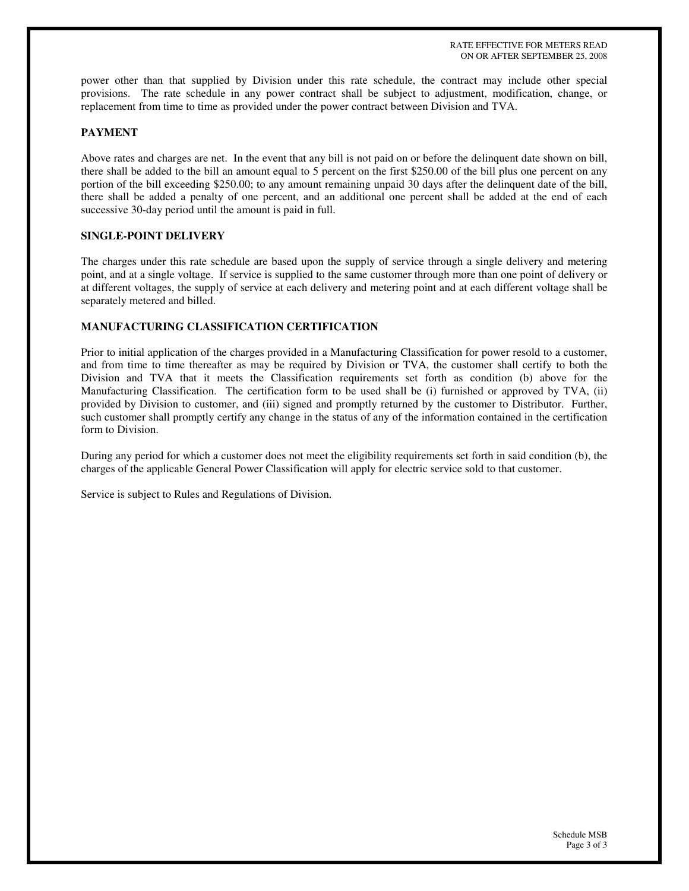power other than that supplied by Division under this rate schedule, the contract may include other special provisions. The rate schedule in any power contract shall be subject to adjustment, modification, change, or replacement from time to time as provided under the power contract between Division and TVA.

**PAYMENT**

Above rates and charges are net. In the event that any bill is not paid on or before the delinquent date shown on bill, there shall be added to the bill an amount equal to 5 percent on the first $250.00 of the bill plus one percent on any portion of the bill exceeding $250.00; to any amount remaining unpaid 30 days after the delinquent date of the bill, there shall be added a penalty of one percent, and an additional one percent shall be added at the end of each successive 30-day period until the amount is paid in full.

**SINGLE-POINT DELIVERY**

The charges under this rate schedule are based upon the supply of service through a single delivery and metering point, and at a single voltage. If service is supplied to the same customer through more than one point of delivery or at different voltages, the supply of service at each delivery and metering point and at each different voltage shall be separately metered and billed.

**MANUFACTURING CLASSIFICATION CERTIFICATION**

Prior to initial application of the charges provided in a Manufacturing Classification for power resold to a customer, and from time to time thereafter as may be required by Division or TVA, the customer shall certify to both the Division and TVA that it meets the Classification requirements set forth as condition (b) above for the Manufacturing Classification. The certification form to be used shall be (i) furnished or approved by TVA, (ii) provided by Division to customer, and (iii) signed and promptly returned by the customer to Distributor. Further, such customer shall promptly certify any change in the status of any of the information contained in the certification form to Division.

During any period for which a customer does not meet the eligibility requirements set forth in said condition (b), the charges of the applicable General Power Classification will apply for electric service sold to that customer.

Service is subject to Rules and Regulations of Division.